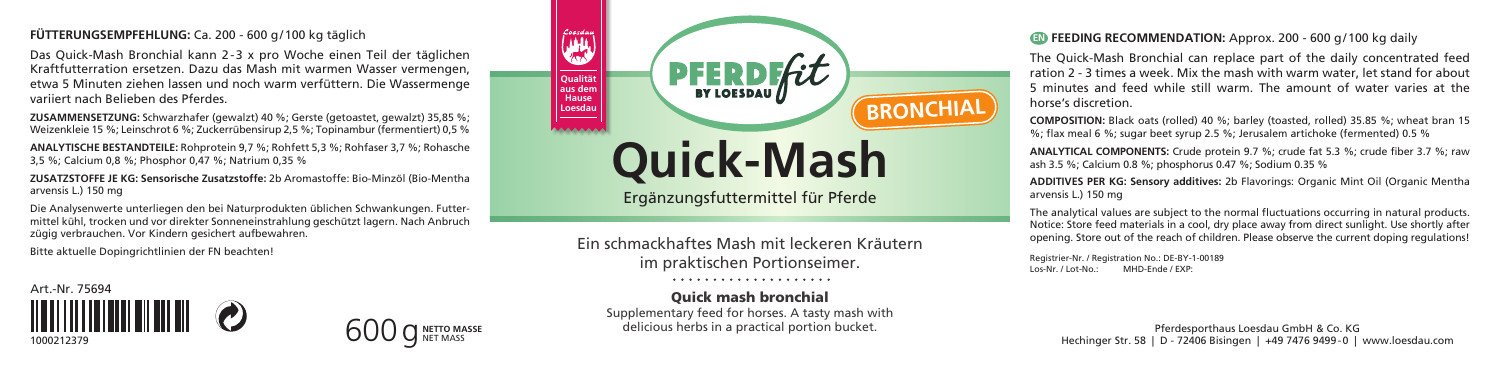**FÜTTERUNGSEMPFEHLUNG:** Ca. 200 - 600 g/100 kg täglich

Das Quick-Mash Bronchial kann 2-3 x pro Woche einen Teil der täglichen Kraftfutterration ersetzen. Dazu das Mash mit warmen Wasser vermengen, etwa 5 Minuten ziehen lassen und noch warm verfüttern. Die Wassermenge variiert nach Belieben des Pferdes.

**ZUSAMMENSETZUNG:** Schwarzhafer (gewalzt) 40 %; Gerste (getoastet, gewalzt) 35,85 %; Weizenkleie 15 %; Leinschrot 6 %; Zuckerrübensirup 2,5 %; Topinambur (fermentiert) 0,5 %

**ANALYTISCHE BESTANDTEILE:** Rohprotein 9,7 %; Rohfett 5,3 %; Rohfaser 3,7 %; Rohasche 3,5 %; Calcium 0,8 %; Phosphor 0,47 %; Natrium 0,35 %

**ZUSATZSTOFFE JE KG: Sensorische Zusatzstoffe:** 2b Aromastoffe: Bio-Minzöl (Bio-Mentha arvensis L.) 150 mg

Die Analysenwerte unterliegen den bei Naturprodukten üblichen Schwankungen. Futtermittel kühl, trocken und vor direkter Sonneneinstrahlung geschützt lagern. Nach Anbruch zügig verbrauchen. Vor Kindern gesichert aufbewahren.

Bitte aktuelle Dopingrichtlinien der FN beachten!

Art.-Nr. 75694

1000212379

Qualität aus dem Hause Loesdau

PFERDEfit BY LOESDAU

BRONCHIAL

# Quick-Mash

Ergänzungsfuttermittel für Pferde

Ein schmackhaftes Mash mit leckeren Kräutern im praktischen Portionseimer.

**Quick mash bronchial**

Supplementary feed for horses. A tasty mash with delicious herbs in a practical portion bucket.

600 g NETTO MASSE NET MASS

**EN FEEDING RECOMMENDATION:** Approx. 200 - 600 g/100 kg daily

The Quick-Mash Bronchial can replace part of the daily concentrated feed ration 2 - 3 times a week. Mix the mash with warm water, let stand for about 5 minutes and feed while still warm. The amount of water varies at the horse's discretion.

**COMPOSITION:** Black oats (rolled) 40 %; barley (toasted, rolled) 35.85 %; wheat bran 15 %; flax meal 6 %; sugar beet syrup 2.5 %; Jerusalem artichoke (fermented) 0.5 %

**ANALYTICAL COMPONENTS:** Crude protein 9.7 %; crude fat 5.3 %; crude fiber 3.7 %; raw ash 3.5 %; Calcium 0.8 %; phosphorus 0.47 %; Sodium 0.35 %

**ADDITIVES PER KG: Sensory additives:** 2b Flavorings: Organic Mint Oil (Organic Mentha arvensis L.) 150 mg

The analytical values are subject to the normal fluctuations occurring in natural products. Notice: Store feed materials in a cool, dry place away from direct sunlight. Use shortly after opening. Store out of the reach of children. Please observe the current doping regulations!

Registrier-Nr. / Registration No.: DE-BY-1-00189
Los-Nr. / Lot-No.: MHD-Ende / EXP:

Pferdesporthaus Loesdau GmbH & Co. KG
Hechinger Str. 58 | D - 72406 Bisingen | +49 7476 9499-0 | www.loesdau.com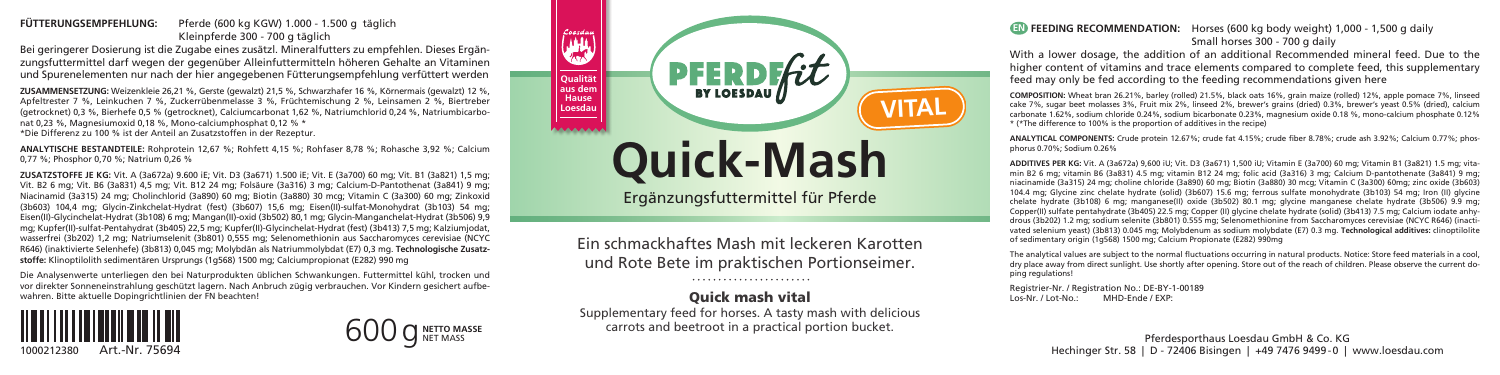**FÜTTERUNGSEMPFEHLUNG:** Pferde (600 kg KGW) 1.000 - 1.500 g täglich
Kleinpferde 300 - 700 g täglich

Bei geringerer Dosierung ist die Zugabe eines zusätzl. Mineralfutters zu empfehlen. Dieses Ergänzungsfuttermittel darf wegen der gegenüber Alleinfuttermitteln höheren Gehalte an Vitaminen und Spurenelementen nur nach der hier angegebenen Fütterungsempfehlung verfüttert werden

**ZUSAMMENSETZUNG:** Weizenkleie 26,21 %, Gerste (gewalzt) 21,5 %, Schwarzhafer 16 %, Körnermais (gewalzt) 12 %, Apfeltrester 7 %, Leinkuchen 7 %, Zuckerrübenmelasse 3 %, Früchtemischung 2 %, Leinsamen 2 %, Biertreber (getrocknet) 0,3 %, Bierhefe 0,5 % (getrocknet), Calciumcarbonat 1,62 %, Natriumchlorid 0,24 %, Natriumbicarbonat 0,23 %, Magnesiumoxid 0,18 %, Mono-calciumphosphat 0,12 % *
*Die Differenz zu 100 % ist der Anteil an Zusatzstoffen in der Rezeptur.

**ANALYTISCHE BESTANDTEILE:** Rohprotein 12,67 %; Rohfett 4,15 %; Rohfaser 8,78 %; Rohasche 3,92 %; Calcium 0,77 %; Phosphor 0,70 %; Natrium 0,26 %

**ZUSATZSTOFFE JE KG:** Vit. A (3a672a) 9.600 iE; Vit. D3 (3a671) 1.500 iE; Vit. E (3a700) 60 mg; Vit. B1 (3a821) 1,5 mg; Vit. B2 6 mg; Vit. B6 (3a831) 4,5 mg; Vit. B12 24 mg; Folsäure (3a316) 3 mg; Calcium-D-Pantothenat (3a841) 9 mg; Niacinamid (3a315) 24 mg; Cholinchlorid (3a890) 60 mg; Biotin (3a880) 30 mcg; Vitamin C (3a300) 60 mg; Zinkoxid (3b603) 104,4 mg; Glycin-Zinkchelat-Hydrat (fest) (3b607) 15,6 mg; Eisen(II)-sulfat-Monohydrat (3b103) 54 mg; Eisen(II)-Glycinchelat-Hydrat (3b108) 6 mg; Mangan(II)-oxid (3b502) 80,1 mg; Glycin-Manganchelat-Hydrat (3b506) 9,9 mg; Kupfer(II)-sulfat-Pentahydrat (3b405) 22,5 mg; Kupfer(II)-Glycinchelat-Hydrat (fest) (3b413) 7,5 mg; Kalziumjodat, wasserfrei (3b202) 1,2 mg; Natriumselenit (3b801) 0,555 mg; Selenomethionin aus Saccharomyces cerevisiae (NCYC R646) (inaktivierte Selenhefe) (3b813) 0,045 mg; Molybdän als Natriummolybdat (E7) 0,3 mg. **Technologische Zusatzstoffe:** Klinoptilolith sedimentären Ursprungs (1g568) 1500 mg; Calciumpropionat (E282) 990 mg

Die Analysenwerte unterliegen den bei Naturprodukten üblichen Schwankungen. Futtermittel kühl, trocken und vor direkter Sonneneinstrahlung geschützt lagern. Nach Anbruch zügig verbrauchen. Vor Kindern gesichert aufbewahren. Bitte aktuelle Dopingrichtlinien der FN beachten!

1000212380 Art.-Nr. 75694

600 g NETTO MASSE / NET MASS

Qualität aus dem Hause Loesdau

PFERDEfit BY LOESDAU

VITAL

# Quick-Mash

Ergänzungsfuttermittel für Pferde

Ein schmackhaftes Mash mit leckeren Karotten und Rote Bete im praktischen Portionseimer.

## Quick mash vital

Supplementary feed for horses. A tasty mash with delicious carrots and beetroot in a practical portion bucket.

**EN FEEDING RECOMMENDATION:** Horses (600 kg body weight) 1,000 - 1,500 g daily
Small horses 300 - 700 g daily

With a lower dosage, the addition of an additional Recommended mineral feed. Due to the higher content of vitamins and trace elements compared to complete feed, this supplementary feed may only be fed according to the feeding recommendations given here

**COMPOSITION:** Wheat bran 26.21%, barley (rolled) 21.5%, black oats 16%, grain maize (rolled) 12%, apple pomace 7%, linseed cake 7%, sugar beet molasses 3%, Fruit mix 2%, linseed 2%, brewer's grains (dried) 0.3%, brewer's yeast 0.5% (dried), calcium carbonate 1.62%, sodium chloride 0.24%, sodium bicarbonate 0.23%, magnesium oxide 0.18 %, mono-calcium phosphate 0.12% * (*The difference to 100% is the proportion of additives in the recipe)

**ANALYTICAL COMPONENTS:** Crude protein 12.67%; crude fat 4.15%; crude fiber 8.78%; crude ash 3.92%; Calcium 0.77%; phosphorus 0.70%; Sodium 0.26%

**ADDITIVES PER KG:** Vit. A (3a672a) 9,600 iU; Vit. D3 (3a671) 1,500 iU; Vitamin E (3a700) 60 mg; Vitamin B1 (3a821) 1.5 mg; vitamin B2 6 mg; vitamin B6 (3a831) 4.5 mg; vitamin B12 24 mg; folic acid (3a316) 3 mg; Calcium D-pantothenate (3a841) 9 mg; niacinamide (3a315) 24 mg; choline chloride (3a890) 60 mg; Biotin (3a880) 30 mcg; Vitamin C (3a300) 60mg; zinc oxide (3b603) 104.4 mg; Glycine zinc chelate hydrate (solid) (3b607) 15.6 mg; ferrous sulfate monohydrate (3b103) 54 mg; Iron (II) glycine chelate hydrate (3b108) 6 mg; manganese(II) oxide (3b502) 80.1 mg; glycine manganese chelate hydrate (3b506) 9.9 mg; Copper(II) sulfate pentahydrate (3b405) 22.5 mg; Copper (II) glycine chelate hydrate (solid) (3b413) 7.5 mg; Calcium iodate anhydrous (3b202) 1.2 mg; sodium selenite (3b801) 0.555 mg; Selenomethionine from Saccharomyces cerevisiae (NCYC R646) (inactivated selenium yeast) (3b813) 0.045 mg; Molybdenum as sodium molybdate (E7) 0.3 mg. **Technological additives:** clinoptilolite of sedimentary origin (1g568) 1500 mg; Calcium Propionate (E282) 990mg

The analytical values are subject to the normal fluctuations occurring in natural products. Notice: Store feed materials in a cool, dry place away from direct sunlight. Use shortly after opening. Store out of the reach of children. Please observe the current doping regulations!

Registrier-Nr. / Registration No.: DE-BY-1-00189
Los-Nr. / Lot-No.: MHD-Ende / EXP:

Pferdesporthaus Loesdau GmbH & Co. KG
Hechinger Str. 58 | D - 72406 Bisingen | +49 7476 9499-0 | www.loesdau.com